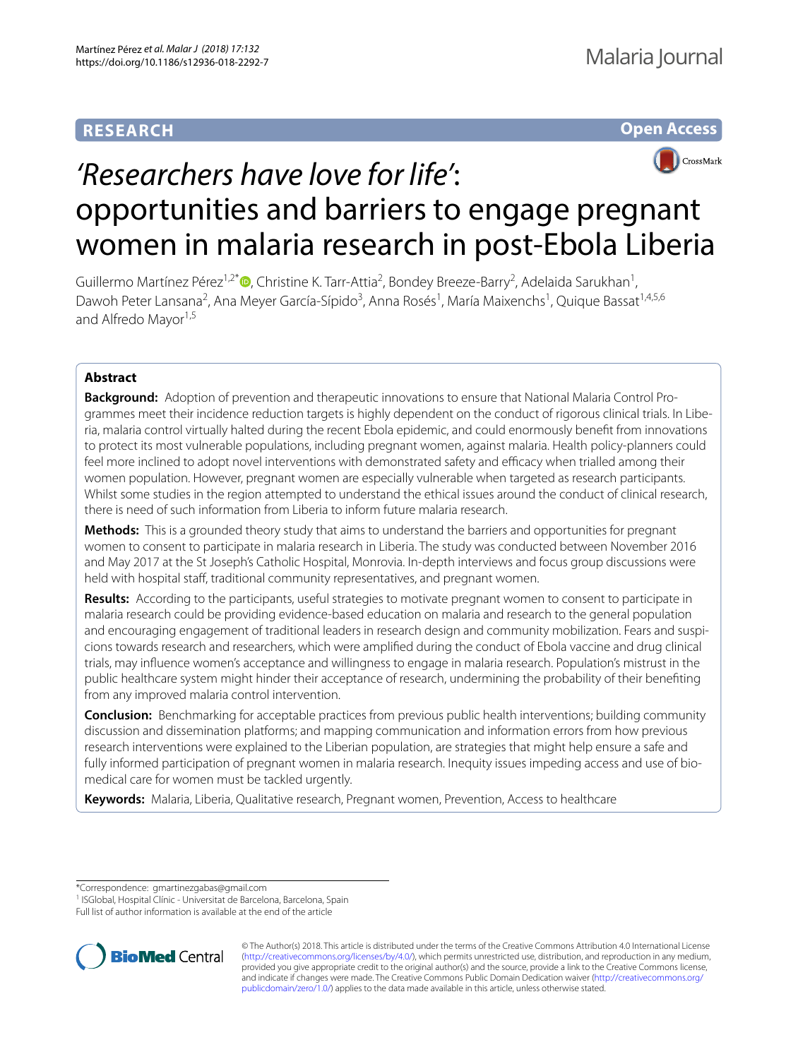RESEARCH

Open Access

# *'Researchers have love for life'*: opportunities and barriers to engage pregnant women in malaria research in post-Ebola Liberia

Guillermo Martínez Pérez[1,2*], Christine K. Tarr-Attia[2], Bondey Breeze-Barry[2], Adelaida Sarukhan[1], Dawoh Peter Lansana[2], Ana Meyer García-Sípido[3], Anna Rosés[1], María Maixenchs[1], Quique Bassat[1,4,5,6] and Alfredo Mayor[1,5]

## Abstract

**Background:** Adoption of prevention and therapeutic innovations to ensure that National Malaria Control Programmes meet their incidence reduction targets is highly dependent on the conduct of rigorous clinical trials. In Liberia, malaria control virtually halted during the recent Ebola epidemic, and could enormously benefit from innovations to protect its most vulnerable populations, including pregnant women, against malaria. Health policy-planners could feel more inclined to adopt novel interventions with demonstrated safety and efficacy when trialled among their women population. However, pregnant women are especially vulnerable when targeted as research participants. Whilst some studies in the region attempted to understand the ethical issues around the conduct of clinical research, there is need of such information from Liberia to inform future malaria research.

**Methods:** This is a grounded theory study that aims to understand the barriers and opportunities for pregnant women to consent to participate in malaria research in Liberia. The study was conducted between November 2016 and May 2017 at the St Joseph's Catholic Hospital, Monrovia. In-depth interviews and focus group discussions were held with hospital staff, traditional community representatives, and pregnant women.

**Results:** According to the participants, useful strategies to motivate pregnant women to consent to participate in malaria research could be providing evidence-based education on malaria and research to the general population and encouraging engagement of traditional leaders in research design and community mobilization. Fears and suspicions towards research and researchers, which were amplified during the conduct of Ebola vaccine and drug clinical trials, may influence women's acceptance and willingness to engage in malaria research. Population's mistrust in the public healthcare system might hinder their acceptance of research, undermining the probability of their benefiting from any improved malaria control intervention.

**Conclusion:** Benchmarking for acceptable practices from previous public health interventions; building community discussion and dissemination platforms; and mapping communication and information errors from how previous research interventions were explained to the Liberian population, are strategies that might help ensure a safe and fully informed participation of pregnant women in malaria research. Inequity issues impeding access and use of biomedical care for women must be tackled urgently.

**Keywords:** Malaria, Liberia, Qualitative research, Pregnant women, Prevention, Access to healthcare

*Correspondence: gmartinezgabas@gmail.com
[1] ISGlobal, Hospital Clínic - Universitat de Barcelona, Barcelona, Spain
Full list of author information is available at the end of the article

© The Author(s) 2018. This article is distributed under the terms of the Creative Commons Attribution 4.0 International License (http://creativecommons.org/licenses/by/4.0/), which permits unrestricted use, distribution, and reproduction in any medium, provided you give appropriate credit to the original author(s) and the source, provide a link to the Creative Commons license, and indicate if changes were made. The Creative Commons Public Domain Dedication waiver (http://creativecommons.org/publicdomain/zero/1.0/) applies to the data made available in this article, unless otherwise stated.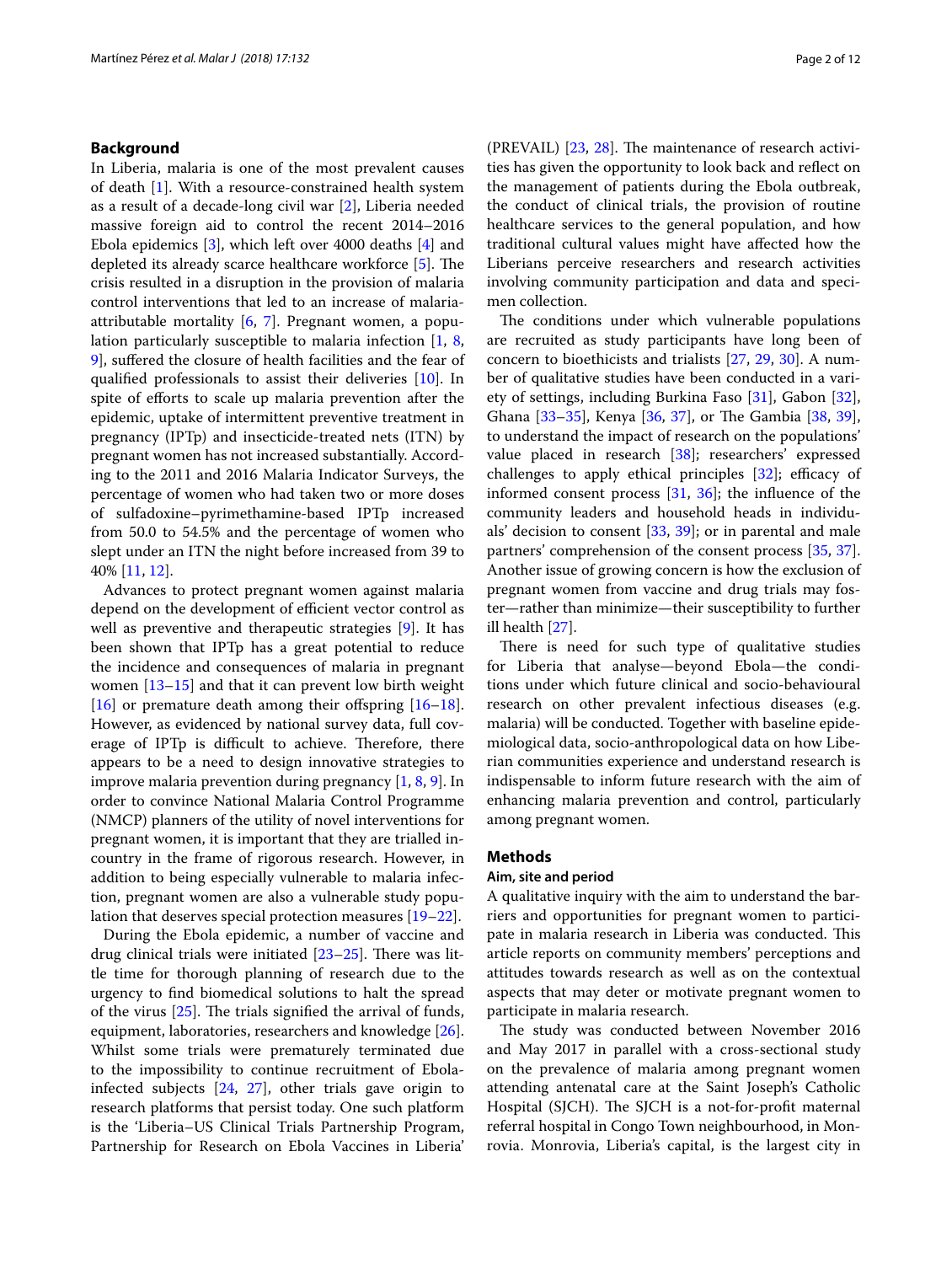## Background

In Liberia, malaria is one of the most prevalent causes of death [1]. With a resource-constrained health system as a result of a decade-long civil war [2], Liberia needed massive foreign aid to control the recent 2014–2016 Ebola epidemics [3], which left over 4000 deaths [4] and depleted its already scarce healthcare workforce [5]. The crisis resulted in a disruption in the provision of malaria control interventions that led to an increase of malaria-attributable mortality [6, 7]. Pregnant women, a population particularly susceptible to malaria infection [1, 8, 9], suffered the closure of health facilities and the fear of qualified professionals to assist their deliveries [10]. In spite of efforts to scale up malaria prevention after the epidemic, uptake of intermittent preventive treatment in pregnancy (IPTp) and insecticide-treated nets (ITN) by pregnant women has not increased substantially. According to the 2011 and 2016 Malaria Indicator Surveys, the percentage of women who had taken two or more doses of sulfadoxine–pyrimethamine-based IPTp increased from 50.0 to 54.5% and the percentage of women who slept under an ITN the night before increased from 39 to 40% [11, 12].

Advances to protect pregnant women against malaria depend on the development of efficient vector control as well as preventive and therapeutic strategies [9]. It has been shown that IPTp has a great potential to reduce the incidence and consequences of malaria in pregnant women [13–15] and that it can prevent low birth weight [16] or premature death among their offspring [16–18]. However, as evidenced by national survey data, full coverage of IPTp is difficult to achieve. Therefore, there appears to be a need to design innovative strategies to improve malaria prevention during pregnancy [1, 8, 9]. In order to convince National Malaria Control Programme (NMCP) planners of the utility of novel interventions for pregnant women, it is important that they are trialled in-country in the frame of rigorous research. However, in addition to being especially vulnerable to malaria infection, pregnant women are also a vulnerable study population that deserves special protection measures [19–22].

During the Ebola epidemic, a number of vaccine and drug clinical trials were initiated [23–25]. There was little time for thorough planning of research due to the urgency to find biomedical solutions to halt the spread of the virus [25]. The trials signified the arrival of funds, equipment, laboratories, researchers and knowledge [26]. Whilst some trials were prematurely terminated due to the impossibility to continue recruitment of Ebola-infected subjects [24, 27], other trials gave origin to research platforms that persist today. One such platform is the 'Liberia–US Clinical Trials Partnership Program, Partnership for Research on Ebola Vaccines in Liberia' (PREVAIL) [23, 28]. The maintenance of research activities has given the opportunity to look back and reflect on the management of patients during the Ebola outbreak, the conduct of clinical trials, the provision of routine healthcare services to the general population, and how traditional cultural values might have affected how the Liberians perceive researchers and research activities involving community participation and data and specimen collection.

The conditions under which vulnerable populations are recruited as study participants have long been of concern to bioethicists and trialists [27, 29, 30]. A number of qualitative studies have been conducted in a variety of settings, including Burkina Faso [31], Gabon [32], Ghana [33–35], Kenya [36, 37], or The Gambia [38, 39], to understand the impact of research on the populations' value placed in research [38]; researchers' expressed challenges to apply ethical principles [32]; efficacy of informed consent process [31, 36]; the influence of the community leaders and household heads in individuals' decision to consent [33, 39]; or in parental and male partners' comprehension of the consent process [35, 37]. Another issue of growing concern is how the exclusion of pregnant women from vaccine and drug trials may foster—rather than minimize—their susceptibility to further ill health [27].

There is need for such type of qualitative studies for Liberia that analyse—beyond Ebola—the conditions under which future clinical and socio-behavioural research on other prevalent infectious diseases (e.g. malaria) will be conducted. Together with baseline epidemiological data, socio-anthropological data on how Liberian communities experience and understand research is indispensable to inform future research with the aim of enhancing malaria prevention and control, particularly among pregnant women.

## Methods

### Aim, site and period

A qualitative inquiry with the aim to understand the barriers and opportunities for pregnant women to participate in malaria research in Liberia was conducted. This article reports on community members' perceptions and attitudes towards research as well as on the contextual aspects that may deter or motivate pregnant women to participate in malaria research.

The study was conducted between November 2016 and May 2017 in parallel with a cross-sectional study on the prevalence of malaria among pregnant women attending antenatal care at the Saint Joseph's Catholic Hospital (SJCH). The SJCH is a not-for-profit maternal referral hospital in Congo Town neighbourhood, in Monrovia. Monrovia, Liberia's capital, is the largest city in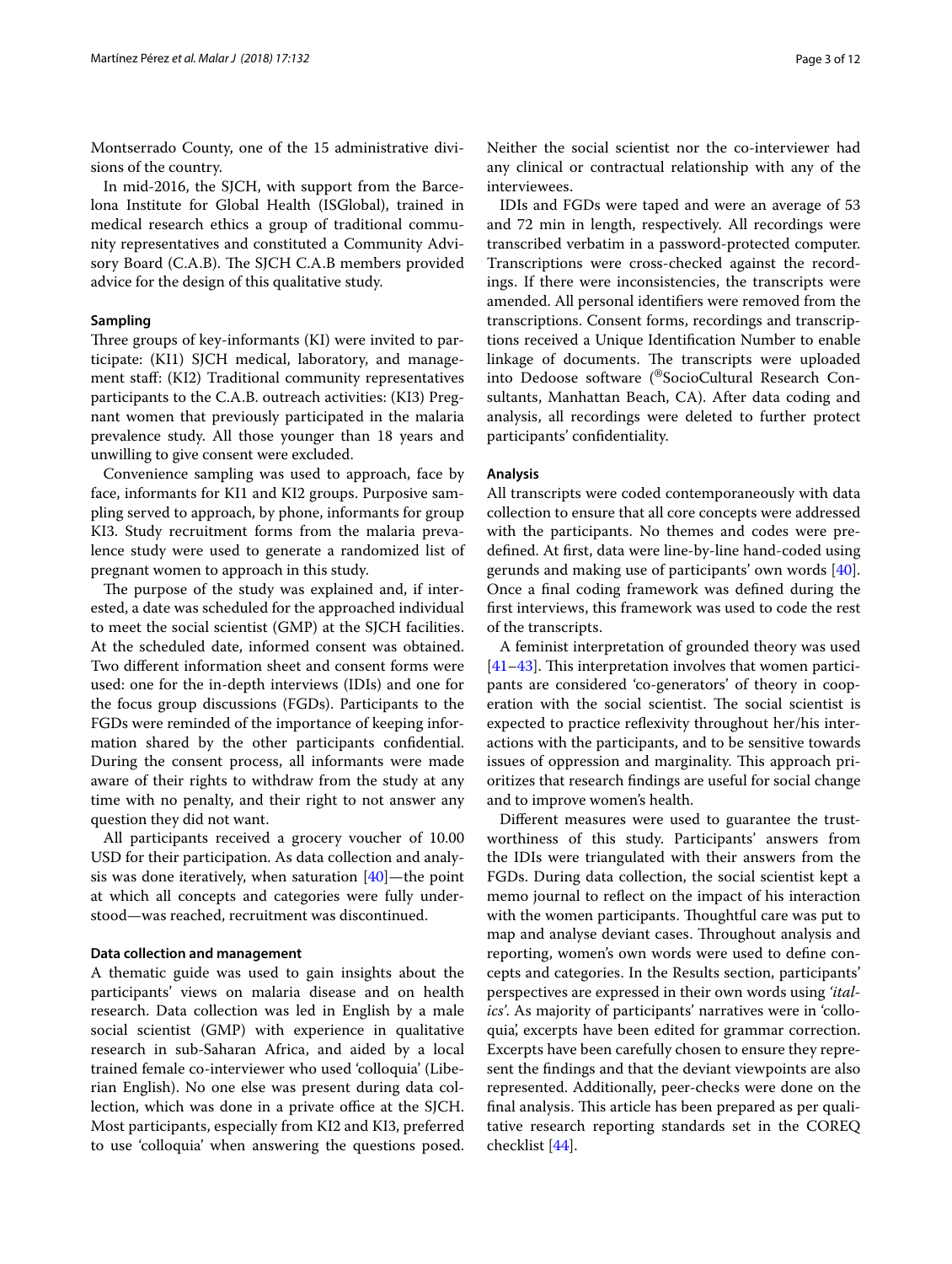Montserrado County, one of the 15 administrative divisions of the country.

In mid-2016, the SJCH, with support from the Barcelona Institute for Global Health (ISGlobal), trained in medical research ethics a group of traditional community representatives and constituted a Community Advisory Board (C.A.B). The SJCH C.A.B members provided advice for the design of this qualitative study.

### Sampling

Three groups of key-informants (KI) were invited to participate: (KI1) SJCH medical, laboratory, and management staff: (KI2) Traditional community representatives participants to the C.A.B. outreach activities: (KI3) Pregnant women that previously participated in the malaria prevalence study. All those younger than 18 years and unwilling to give consent were excluded.

Convenience sampling was used to approach, face by face, informants for KI1 and KI2 groups. Purposive sampling served to approach, by phone, informants for group KI3. Study recruitment forms from the malaria prevalence study were used to generate a randomized list of pregnant women to approach in this study.

The purpose of the study was explained and, if interested, a date was scheduled for the approached individual to meet the social scientist (GMP) at the SJCH facilities. At the scheduled date, informed consent was obtained. Two different information sheet and consent forms were used: one for the in-depth interviews (IDIs) and one for the focus group discussions (FGDs). Participants to the FGDs were reminded of the importance of keeping information shared by the other participants confidential. During the consent process, all informants were made aware of their rights to withdraw from the study at any time with no penalty, and their right to not answer any question they did not want.

All participants received a grocery voucher of 10.00 USD for their participation. As data collection and analysis was done iteratively, when saturation [40]—the point at which all concepts and categories were fully understood—was reached, recruitment was discontinued.

### Data collection and management

A thematic guide was used to gain insights about the participants' views on malaria disease and on health research. Data collection was led in English by a male social scientist (GMP) with experience in qualitative research in sub-Saharan Africa, and aided by a local trained female co-interviewer who used 'colloquia' (Liberian English). No one else was present during data collection, which was done in a private office at the SJCH. Most participants, especially from KI2 and KI3, preferred to use 'colloquia' when answering the questions posed. Neither the social scientist nor the co-interviewer had any clinical or contractual relationship with any of the interviewees.

IDIs and FGDs were taped and were an average of 53 and 72 min in length, respectively. All recordings were transcribed verbatim in a password-protected computer. Transcriptions were cross-checked against the recordings. If there were inconsistencies, the transcripts were amended. All personal identifiers were removed from the transcriptions. Consent forms, recordings and transcriptions received a Unique Identification Number to enable linkage of documents. The transcripts were uploaded into Dedoose software (®SocioCultural Research Consultants, Manhattan Beach, CA). After data coding and analysis, all recordings were deleted to further protect participants' confidentiality.

### Analysis

All transcripts were coded contemporaneously with data collection to ensure that all core concepts were addressed with the participants. No themes and codes were predefined. At first, data were line-by-line hand-coded using gerunds and making use of participants' own words [40]. Once a final coding framework was defined during the first interviews, this framework was used to code the rest of the transcripts.

A feminist interpretation of grounded theory was used [41–43]. This interpretation involves that women participants are considered 'co-generators' of theory in cooperation with the social scientist. The social scientist is expected to practice reflexivity throughout her/his interactions with the participants, and to be sensitive towards issues of oppression and marginality. This approach prioritizes that research findings are useful for social change and to improve women's health.

Different measures were used to guarantee the trustworthiness of this study. Participants' answers from the IDIs were triangulated with their answers from the FGDs. During data collection, the social scientist kept a memo journal to reflect on the impact of his interaction with the women participants. Thoughtful care was put to map and analyse deviant cases. Throughout analysis and reporting, women's own words were used to define concepts and categories. In the Results section, participants' perspectives are expressed in their own words using '*italics*'. As majority of participants' narratives were in 'colloquia', excerpts have been edited for grammar correction. Excerpts have been carefully chosen to ensure they represent the findings and that the deviant viewpoints are also represented. Additionally, peer-checks were done on the final analysis. This article has been prepared as per qualitative research reporting standards set in the COREQ checklist [44].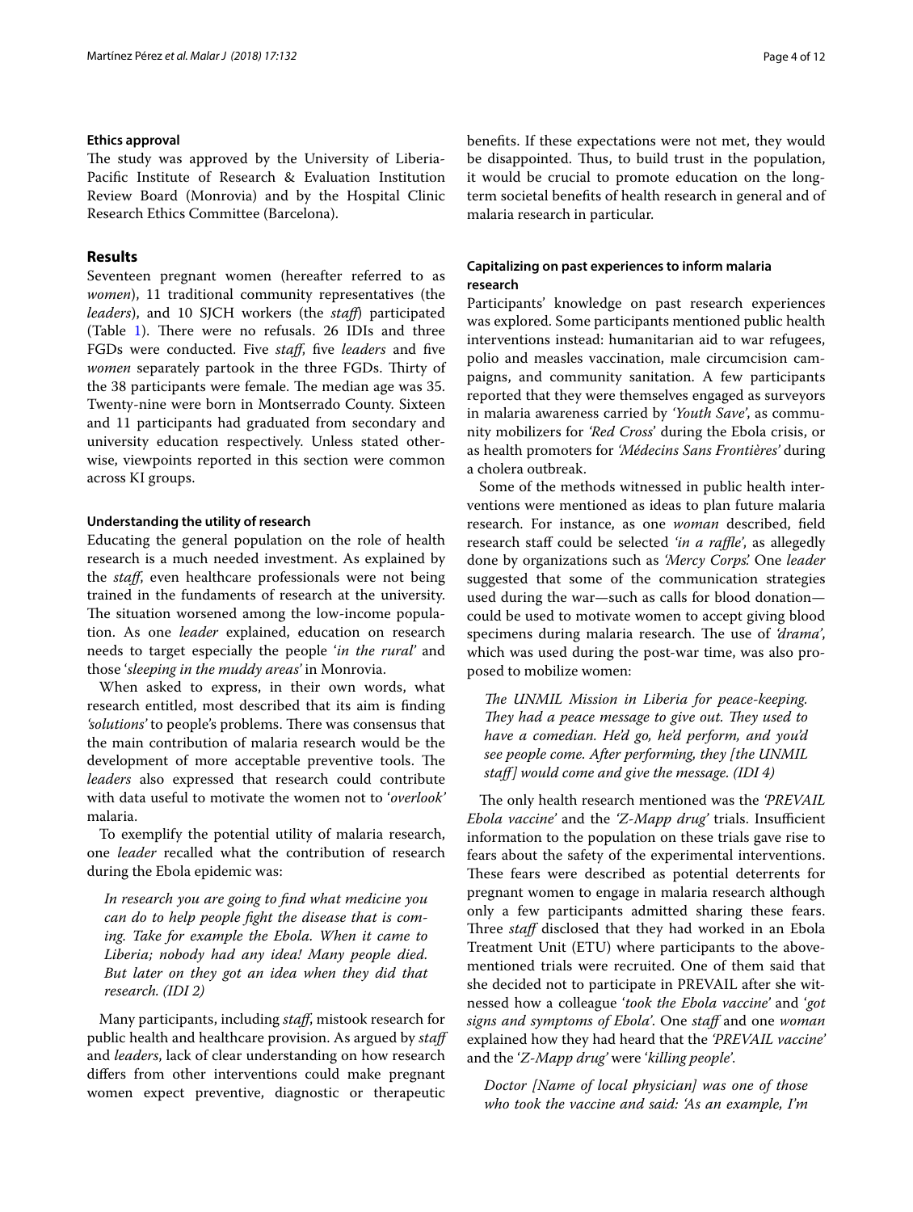### Ethics approval

The study was approved by the University of Liberia-Pacific Institute of Research & Evaluation Institution Review Board (Monrovia) and by the Hospital Clinic Research Ethics Committee (Barcelona).

## Results

Seventeen pregnant women (hereafter referred to as *women*), 11 traditional community representatives (the *leaders*), and 10 SJCH workers (the *staff*) participated (Table 1). There were no refusals. 26 IDIs and three FGDs were conducted. Five *staff*, five *leaders* and five *women* separately partook in the three FGDs. Thirty of the 38 participants were female. The median age was 35. Twenty-nine were born in Montserrado County. Sixteen and 11 participants had graduated from secondary and university education respectively. Unless stated otherwise, viewpoints reported in this section were common across KI groups.

### Understanding the utility of research

Educating the general population on the role of health research is a much needed investment. As explained by the *staff*, even healthcare professionals were not being trained in the fundaments of research at the university. The situation worsened among the low-income population. As one *leader* explained, education on research needs to target especially the people '*in the rural*' and those '*sleeping in the muddy areas*' in Monrovia.

When asked to express, in their own words, what research entitled, most described that its aim is finding *'solutions'* to people's problems. There was consensus that the main contribution of malaria research would be the development of more acceptable preventive tools. The *leaders* also expressed that research could contribute with data useful to motivate the women not to '*overlook'* malaria.

To exemplify the potential utility of malaria research, one *leader* recalled what the contribution of research during the Ebola epidemic was:

> *In research you are going to find what medicine you can do to help people fight the disease that is coming. Take for example the Ebola. When it came to Liberia; nobody had any idea! Many people died. But later on they got an idea when they did that research. (IDI 2)*

Many participants, including *staff*, mistook research for public health and healthcare provision. As argued by *staff* and *leaders*, lack of clear understanding on how research differs from other interventions could make pregnant women expect preventive, diagnostic or therapeutic benefits. If these expectations were not met, they would be disappointed. Thus, to build trust in the population, it would be crucial to promote education on the long-term societal benefits of health research in general and of malaria research in particular.

### Capitalizing on past experiences to inform malaria research

Participants' knowledge on past research experiences was explored. Some participants mentioned public health interventions instead: humanitarian aid to war refugees, polio and measles vaccination, male circumcision campaigns, and community sanitation. A few participants reported that they were themselves engaged as surveyors in malaria awareness carried by *'Youth Save'*, as community mobilizers for *'Red Cross'* during the Ebola crisis, or as health promoters for *'Médecins Sans Frontières'* during a cholera outbreak.

Some of the methods witnessed in public health interventions were mentioned as ideas to plan future malaria research. For instance, as one *woman* described, field research staff could be selected *'in a raffle'*, as allegedly done by organizations such as *'Mercy Corps'.* One *leader* suggested that some of the communication strategies used during the war—such as calls for blood donation—could be used to motivate women to accept giving blood specimens during malaria research. The use of *'drama'*, which was used during the post-war time, was also proposed to mobilize women:

> *The UNMIL Mission in Liberia for peace-keeping. They had a peace message to give out. They used to have a comedian. He'd go, he'd perform, and you'd see people come. After performing, they [the UNMIL staff] would come and give the message. (IDI 4)*

The only health research mentioned was the *'PREVAIL Ebola vaccine'* and the *'Z-Mapp drug'* trials. Insufficient information to the population on these trials gave rise to fears about the safety of the experimental interventions. These fears were described as potential deterrents for pregnant women to engage in malaria research although only a few participants admitted sharing these fears. Three *staff* disclosed that they had worked in an Ebola Treatment Unit (ETU) where participants to the above-mentioned trials were recruited. One of them said that she decided not to participate in PREVAIL after she witnessed how a colleague '*took the Ebola vaccine*' and '*got signs and symptoms of Ebola*'. One *staff* and one *woman* explained how they had heard that the *'PREVAIL vaccine'* and the '*Z-Mapp drug*' were '*killing people*'.

> *Doctor [Name of local physician] was one of those who took the vaccine and said: 'As an example, I'm*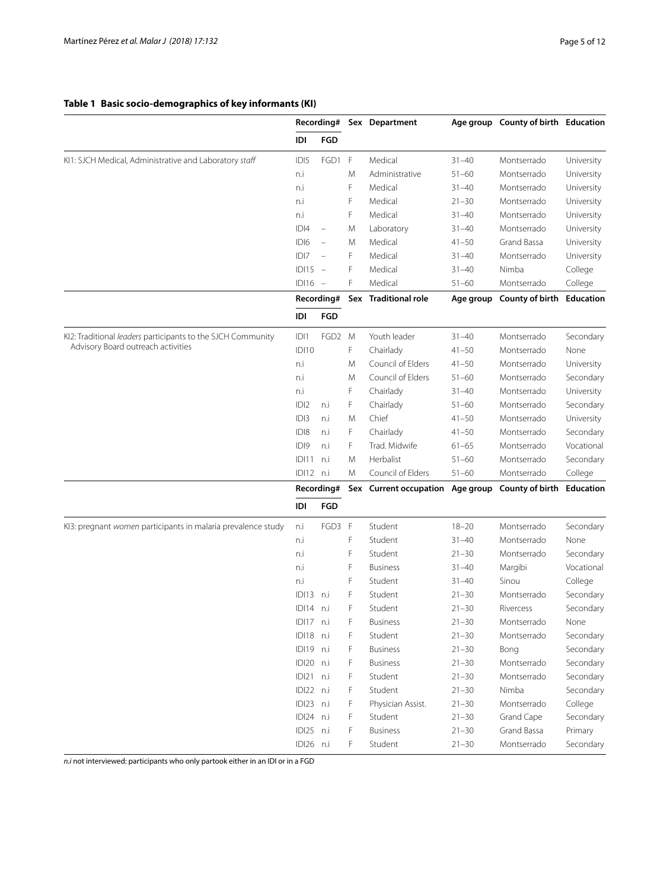**Table 1 Basic socio-demographics of key informants (KI)**

| | Recording# | | Sex | Department | Age group | County of birth | Education |
|---|---|---|---|---|---|---|---|
| | IDI | FGD | | | | | |
| KI1: SJCH Medical, Administrative and Laboratory *staff* | IDI5 | FGD1 | F | Medical | 31–40 | Montserrado | University |
| | n.i | | M | Administrative | 51–60 | Montserrado | University |
| | n.i | | F | Medical | 31–40 | Montserrado | University |
| | n.i | | F | Medical | 21–30 | Montserrado | University |
| | n.i | | F | Medical | 31–40 | Montserrado | University |
| | IDI4 | – | M | Laboratory | 31–40 | Montserrado | University |
| | IDI6 | – | M | Medical | 41–50 | Grand Bassa | University |
| | IDI7 | – | F | Medical | 31–40 | Montserrado | University |
| | IDI15 | – | F | Medical | 31–40 | Nimba | College |
| | IDI16 | – | F | Medical | 51–60 | Montserrado | College |
| | **Recording#** | | **Sex** | **Traditional role** | **Age group** | **County of birth** | **Education** |
| | **IDI** | **FGD** | | | | | |
| KI2: Traditional *leaders* participants to the SJCH Community Advisory Board outreach activities | IDI1 | FGD2 | M | Youth leader | 31–40 | Montserrado | Secondary |
| | IDI10 | | F | Chairlady | 41–50 | Montserrado | None |
| | n.i | | M | Council of Elders | 41–50 | Montserrado | University |
| | n.i | | M | Council of Elders | 51–60 | Montserrado | Secondary |
| | n.i | | F | Chairlady | 31–40 | Montserrado | University |
| | IDI2 | n.i | F | Chairlady | 51–60 | Montserrado | Secondary |
| | IDI3 | n.i | M | Chief | 41–50 | Montserrado | University |
| | IDI8 | n.i | F | Chairlady | 41–50 | Montserrado | Secondary |
| | IDI9 | n.i | F | Trad. Midwife | 61–65 | Montserrado | Vocational |
| | IDI11 | n.i | M | Herbalist | 51–60 | Montserrado | Secondary |
| | IDI12 | n.i | M | Council of Elders | 51–60 | Montserrado | College |
| | **Recording#** | | **Sex** | **Current occupation** | **Age group** | **County of birth** | **Education** |
| | **IDI** | **FGD** | | | | | |
| KI3: pregnant *women* participants in malaria prevalence study | n.i | FGD3 | F | Student | 18–20 | Montserrado | Secondary |
| | n.i | | F | Student | 31–40 | Montserrado | None |
| | n.i | | F | Student | 21–30 | Montserrado | Secondary |
| | n.i | | F | Business | 31–40 | Margibi | Vocational |
| | n.i | | F | Student | 31–40 | Sinou | College |
| | IDI13 | n.i | F | Student | 21–30 | Montserrado | Secondary |
| | IDI14 | n.i | F | Student | 21–30 | Rivercess | Secondary |
| | IDI17 | n.i | F | Business | 21–30 | Montserrado | None |
| | IDI18 | n.i | F | Student | 21–30 | Montserrado | Secondary |
| | IDI19 | n.i | F | Business | 21–30 | Bong | Secondary |
| | IDI20 | n.i | F | Business | 21–30 | Montserrado | Secondary |
| | IDI21 | n.i | F | Student | 21–30 | Montserrado | Secondary |
| | IDI22 | n.i | F | Student | 21–30 | Nimba | Secondary |
| | IDI23 | n.i | F | Physician Assist. | 21–30 | Montserrado | College |
| | IDI24 | n.i | F | Student | 21–30 | Grand Cape | Secondary |
| | IDI25 | n.i | F | Business | 21–30 | Grand Bassa | Primary |
| | IDI26 | n.i | F | Student | 21–30 | Montserrado | Secondary |

*n.i* not interviewed: participants who only partook either in an IDI or in a FGD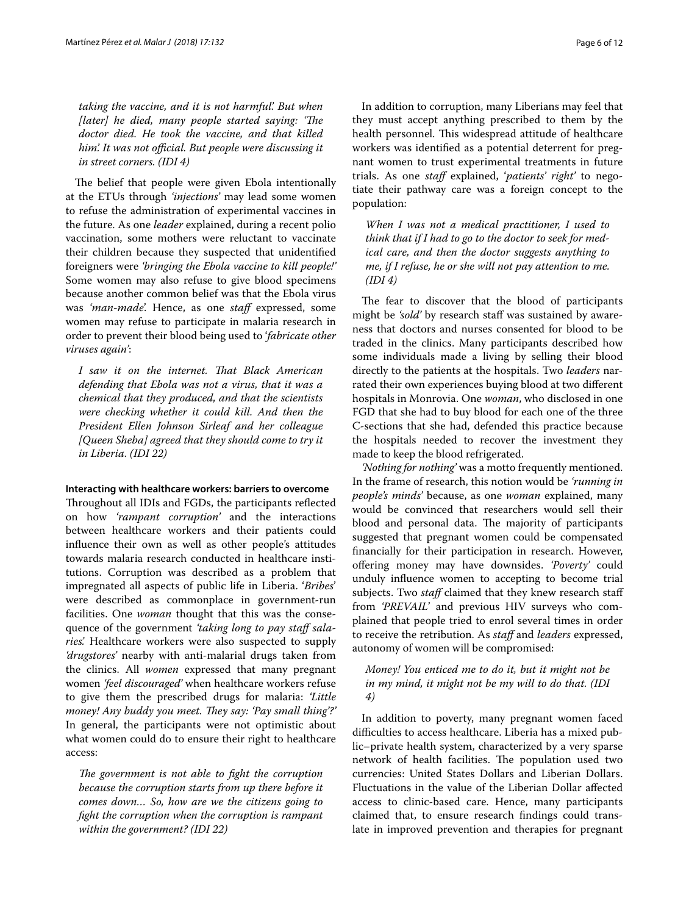*taking the vaccine, and it is not harmful'. But when [later] he died, many people started saying: 'The doctor died. He took the vaccine, and that killed him'. It was not official. But people were discussing it in street corners. (IDI 4)*

The belief that people were given Ebola intentionally at the ETUs through *'injections'* may lead some women to refuse the administration of experimental vaccines in the future. As one *leader* explained, during a recent polio vaccination, some mothers were reluctant to vaccinate their children because they suspected that unidentified foreigners were *'bringing the Ebola vaccine to kill people!'* Some women may also refuse to give blood specimens because another common belief was that the Ebola virus was *'man-made'*. Hence, as one *staff* expressed, some women may refuse to participate in malaria research in order to prevent their blood being used to '*fabricate other viruses again'*:

> *I saw it on the internet. That Black American defending that Ebola was not a virus, that it was a chemical that they produced, and that the scientists were checking whether it could kill. And then the President Ellen Johnson Sirleaf and her colleague [Queen Sheba] agreed that they should come to try it in Liberia. (IDI 22)*

#### Interacting with healthcare workers: barriers to overcome

Throughout all IDIs and FGDs, the participants reflected on how *'rampant corruption'* and the interactions between healthcare workers and their patients could influence their own as well as other people's attitudes towards malaria research conducted in healthcare institutions. Corruption was described as a problem that impregnated all aspects of public life in Liberia. '*Bribes*' were described as commonplace in government-run facilities. One *woman* thought that this was the consequence of the government *'taking long to pay staff salaries'.* Healthcare workers were also suspected to supply *'drugstores'* nearby with anti-malarial drugs taken from the clinics. All *women* expressed that many pregnant women *'feel discouraged'* when healthcare workers refuse to give them the prescribed drugs for malaria: *'Little money! Any buddy you meet. They say: 'Pay small thing'?'* In general, the participants were not optimistic about what women could do to ensure their right to healthcare access:

> *The government is not able to fight the corruption because the corruption starts from up there before it comes down… So, how are we the citizens going to fight the corruption when the corruption is rampant within the government? (IDI 22)*

In addition to corruption, many Liberians may feel that they must accept anything prescribed to them by the health personnel. This widespread attitude of healthcare workers was identified as a potential deterrent for pregnant women to trust experimental treatments in future trials. As one *staff* explained, '*patients' right'* to negotiate their pathway care was a foreign concept to the population:

> *When I was not a medical practitioner, I used to think that if I had to go to the doctor to seek for medical care, and then the doctor suggests anything to me, if I refuse, he or she will not pay attention to me. (IDI 4)*

The fear to discover that the blood of participants might be *'sold'* by research staff was sustained by awareness that doctors and nurses consented for blood to be traded in the clinics. Many participants described how some individuals made a living by selling their blood directly to the patients at the hospitals. Two *leaders* narrated their own experiences buying blood at two different hospitals in Monrovia. One *woman*, who disclosed in one FGD that she had to buy blood for each one of the three C-sections that she had, defended this practice because the hospitals needed to recover the investment they made to keep the blood refrigerated.

*'Nothing for nothing'* was a motto frequently mentioned. In the frame of research, this notion would be *'running in people's minds'* because, as one *woman* explained, many would be convinced that researchers would sell their blood and personal data. The majority of participants suggested that pregnant women could be compensated financially for their participation in research. However, offering money may have downsides. *'Poverty'* could unduly influence women to accepting to become trial subjects. Two *staff* claimed that they knew research staff from *'PREVAIL'* and previous HIV surveys who complained that people tried to enrol several times in order to receive the retribution. As *staff* and *leaders* expressed, autonomy of women will be compromised:

> *Money! You enticed me to do it, but it might not be in my mind, it might not be my will to do that. (IDI 4)*

In addition to poverty, many pregnant women faced difficulties to access healthcare. Liberia has a mixed public–private health system, characterized by a very sparse network of health facilities. The population used two currencies: United States Dollars and Liberian Dollars. Fluctuations in the value of the Liberian Dollar affected access to clinic-based care. Hence, many participants claimed that, to ensure research findings could translate in improved prevention and therapies for pregnant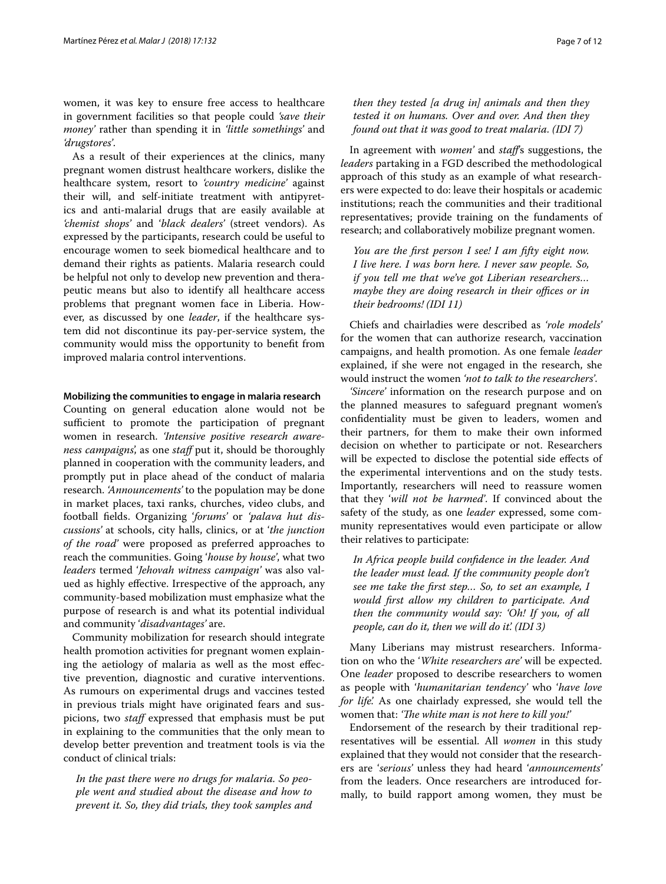women, it was key to ensure free access to healthcare in government facilities so that people could *'save their money'* rather than spending it in *'little somethings'* and *'drugstores'*.

As a result of their experiences at the clinics, many pregnant women distrust healthcare workers, dislike the healthcare system, resort to *'country medicine'* against their will, and self-initiate treatment with antipyretics and anti-malarial drugs that are easily available at *'chemist shops'* and *'black dealers'* (street vendors). As expressed by the participants, research could be useful to encourage women to seek biomedical healthcare and to demand their rights as patients. Malaria research could be helpful not only to develop new prevention and therapeutic means but also to identify all healthcare access problems that pregnant women face in Liberia. However, as discussed by one *leader*, if the healthcare system did not discontinue its pay-per-service system, the community would miss the opportunity to benefit from improved malaria control interventions.

**Mobilizing the communities to engage in malaria research**

Counting on general education alone would not be sufficient to promote the participation of pregnant women in research. *'Intensive positive research awareness campaigns'*, as one *staff* put it, should be thoroughly planned in cooperation with the community leaders, and promptly put in place ahead of the conduct of malaria research. *'Announcements'* to the population may be done in market places, taxi ranks, churches, video clubs, and football fields. Organizing *'forums'* or *'palava hut discussions'* at schools, city halls, clinics, or at *'the junction of the road'* were proposed as preferred approaches to reach the communities. Going *'house by house'*, what two *leaders* termed *'Jehovah witness campaign'* was also valued as highly effective. Irrespective of the approach, any community-based mobilization must emphasize what the purpose of research is and what its potential individual and community *'disadvantages'* are.

Community mobilization for research should integrate health promotion activities for pregnant women explaining the aetiology of malaria as well as the most effective prevention, diagnostic and curative interventions. As rumours on experimental drugs and vaccines tested in previous trials might have originated fears and suspicions, two *staff* expressed that emphasis must be put in explaining to the communities that the only mean to develop better prevention and treatment tools is via the conduct of clinical trials:

> *In the past there were no drugs for malaria. So people went and studied about the disease and how to prevent it. So, they did trials, they took samples and then they tested [a drug in] animals and then they tested it on humans. Over and over. And then they found out that it was good to treat malaria. (IDI 7)*

In agreement with *women'* and *staff*'s suggestions, the *leaders* partaking in a FGD described the methodological approach of this study as an example of what researchers were expected to do: leave their hospitals or academic institutions; reach the communities and their traditional representatives; provide training on the fundaments of research; and collaboratively mobilize pregnant women.

> *You are the first person I see! I am fifty eight now. I live here. I was born here. I never saw people. So, if you tell me that we've got Liberian researchers… maybe they are doing research in their offices or in their bedrooms! (IDI 11)*

Chiefs and chairladies were described as *'role models'* for the women that can authorize research, vaccination campaigns, and health promotion. As one female *leader* explained, if she were not engaged in the research, she would instruct the women *'not to talk to the researchers'*.

*'Sincere'* information on the research purpose and on the planned measures to safeguard pregnant women's confidentiality must be given to leaders, women and their partners, for them to make their own informed decision on whether to participate or not. Researchers will be expected to disclose the potential side effects of the experimental interventions and on the study tests. Importantly, researchers will need to reassure women that they *'will not be harmed'*. If convinced about the safety of the study, as one *leader* expressed, some community representatives would even participate or allow their relatives to participate:

> *In Africa people build confidence in the leader. And the leader must lead. If the community people don't see me take the first step… So, to set an example, I would first allow my children to participate. And then the community would say: 'Oh! If you, of all people, can do it, then we will do it'. (IDI 3)*

Many Liberians may mistrust researchers. Information on who the *'White researchers are'* will be expected. One *leader* proposed to describe researchers to women as people with *'humanitarian tendency'* who *'have love for life'.* As one chairlady expressed, she would tell the women that: *'The white man is not here to kill you!'*

Endorsement of the research by their traditional representatives will be essential. All *women* in this study explained that they would not consider that the researchers are *'serious'* unless they had heard *'announcements'* from the leaders. Once researchers are introduced formally, to build rapport among women, they must be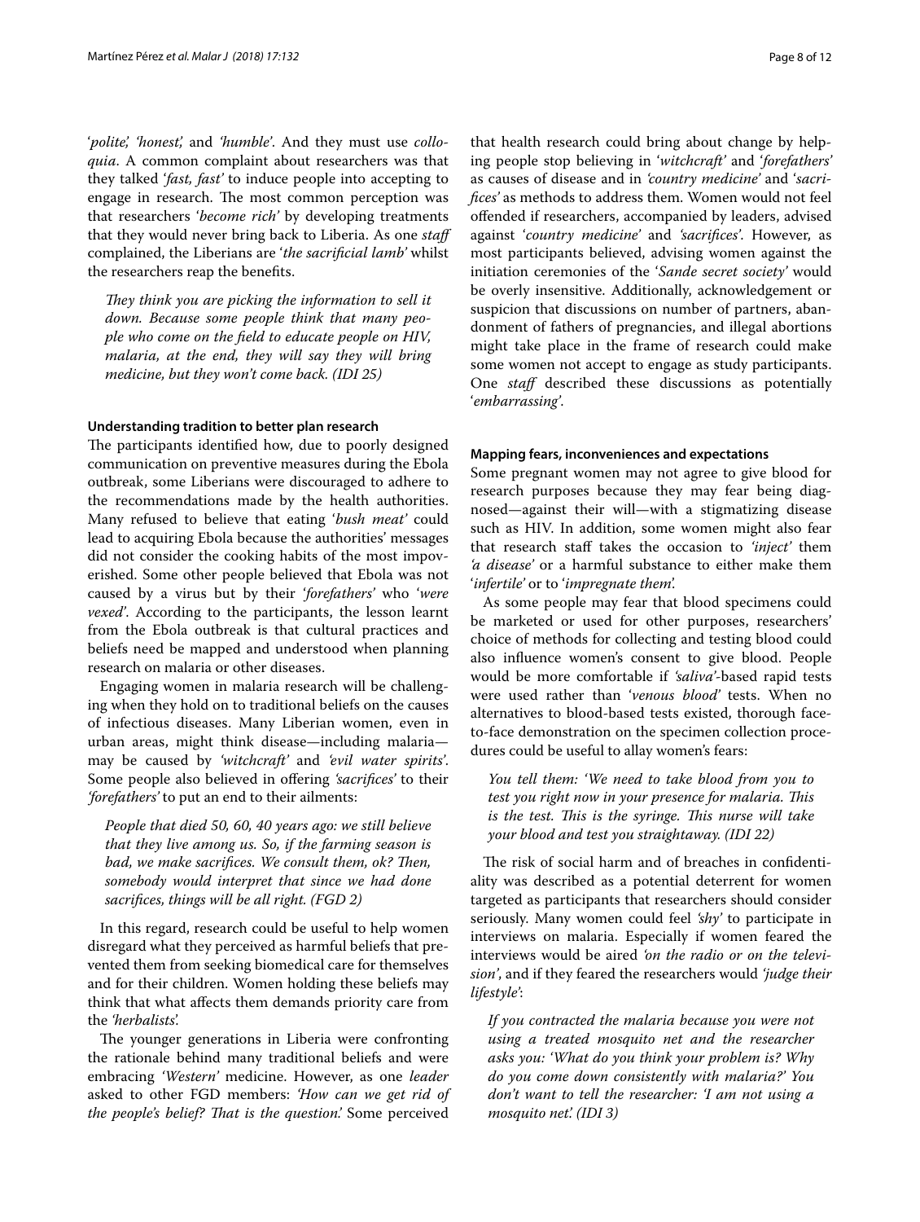'*polite*', '*honest*', and '*humble*'. And they must use *colloquia*. A common complaint about researchers was that they talked '*fast, fast*' to induce people into accepting to engage in research. The most common perception was that researchers '*become rich*' by developing treatments that they would never bring back to Liberia. As one *staff* complained, the Liberians are '*the sacrificial lamb*' whilst the researchers reap the benefits.

> *They think you are picking the information to sell it down. Because some people think that many people who come on the field to educate people on HIV, malaria, at the end, they will say they will bring medicine, but they won't come back. (IDI 25)*

#### Understanding tradition to better plan research

The participants identified how, due to poorly designed communication on preventive measures during the Ebola outbreak, some Liberians were discouraged to adhere to the recommendations made by the health authorities. Many refused to believe that eating '*bush meat*' could lead to acquiring Ebola because the authorities' messages did not consider the cooking habits of the most impoverished. Some other people believed that Ebola was not caused by a virus but by their '*forefathers*' who '*were vexed*'. According to the participants, the lesson learnt from the Ebola outbreak is that cultural practices and beliefs need be mapped and understood when planning research on malaria or other diseases.

Engaging women in malaria research will be challenging when they hold on to traditional beliefs on the causes of infectious diseases. Many Liberian women, even in urban areas, might think disease—including malaria—may be caused by '*witchcraft*' and '*evil water spirits*'. Some people also believed in offering '*sacrifices*' to their '*forefathers*' to put an end to their ailments:

> *People that died 50, 60, 40 years ago: we still believe that they live among us. So, if the farming season is bad, we make sacrifices. We consult them, ok? Then, somebody would interpret that since we had done sacrifices, things will be all right. (FGD 2)*

In this regard, research could be useful to help women disregard what they perceived as harmful beliefs that prevented them from seeking biomedical care for themselves and for their children. Women holding these beliefs may think that what affects them demands priority care from the '*herbalists*'.

The younger generations in Liberia were confronting the rationale behind many traditional beliefs and were embracing '*Western*' medicine. However, as one *leader* asked to other FGD members: '*How can we get rid of the people's belief? That is the question.*' Some perceived that health research could bring about change by helping people stop believing in '*witchcraft*' and '*forefathers*' as causes of disease and in '*country medicine*' and '*sacrifices*' as methods to address them. Women would not feel offended if researchers, accompanied by leaders, advised against '*country medicine*' and '*sacrifices*'. However, as most participants believed, advising women against the initiation ceremonies of the '*Sande secret society*' would be overly insensitive. Additionally, acknowledgement or suspicion that discussions on number of partners, abandonment of fathers of pregnancies, and illegal abortions might take place in the frame of research could make some women not accept to engage as study participants. One *staff* described these discussions as potentially '*embarrassing*'.

#### Mapping fears, inconveniences and expectations

Some pregnant women may not agree to give blood for research purposes because they may fear being diagnosed—against their will—with a stigmatizing disease such as HIV. In addition, some women might also fear that research staff takes the occasion to '*inject*' them '*a disease*' or a harmful substance to either make them '*infertile*' or to '*impregnate them*'.

As some people may fear that blood specimens could be marketed or used for other purposes, researchers' choice of methods for collecting and testing blood could also influence women's consent to give blood. People would be more comfortable if '*saliva*'-based rapid tests were used rather than '*venous blood*' tests. When no alternatives to blood-based tests existed, thorough face-to-face demonstration on the specimen collection procedures could be useful to allay women's fears:

> *You tell them: 'We need to take blood from you to test you right now in your presence for malaria. This is the test. This is the syringe. This nurse will take your blood and test you straightaway. (IDI 22)*

The risk of social harm and of breaches in confidentiality was described as a potential deterrent for women targeted as participants that researchers should consider seriously. Many women could feel '*shy*' to participate in interviews on malaria. Especially if women feared the interviews would be aired '*on the radio or on the television*', and if they feared the researchers would '*judge their lifestyle*':

> *If you contracted the malaria because you were not using a treated mosquito net and the researcher asks you: 'What do you think your problem is? Why do you come down consistently with malaria?' You don't want to tell the researcher: 'I am not using a mosquito net'. (IDI 3)*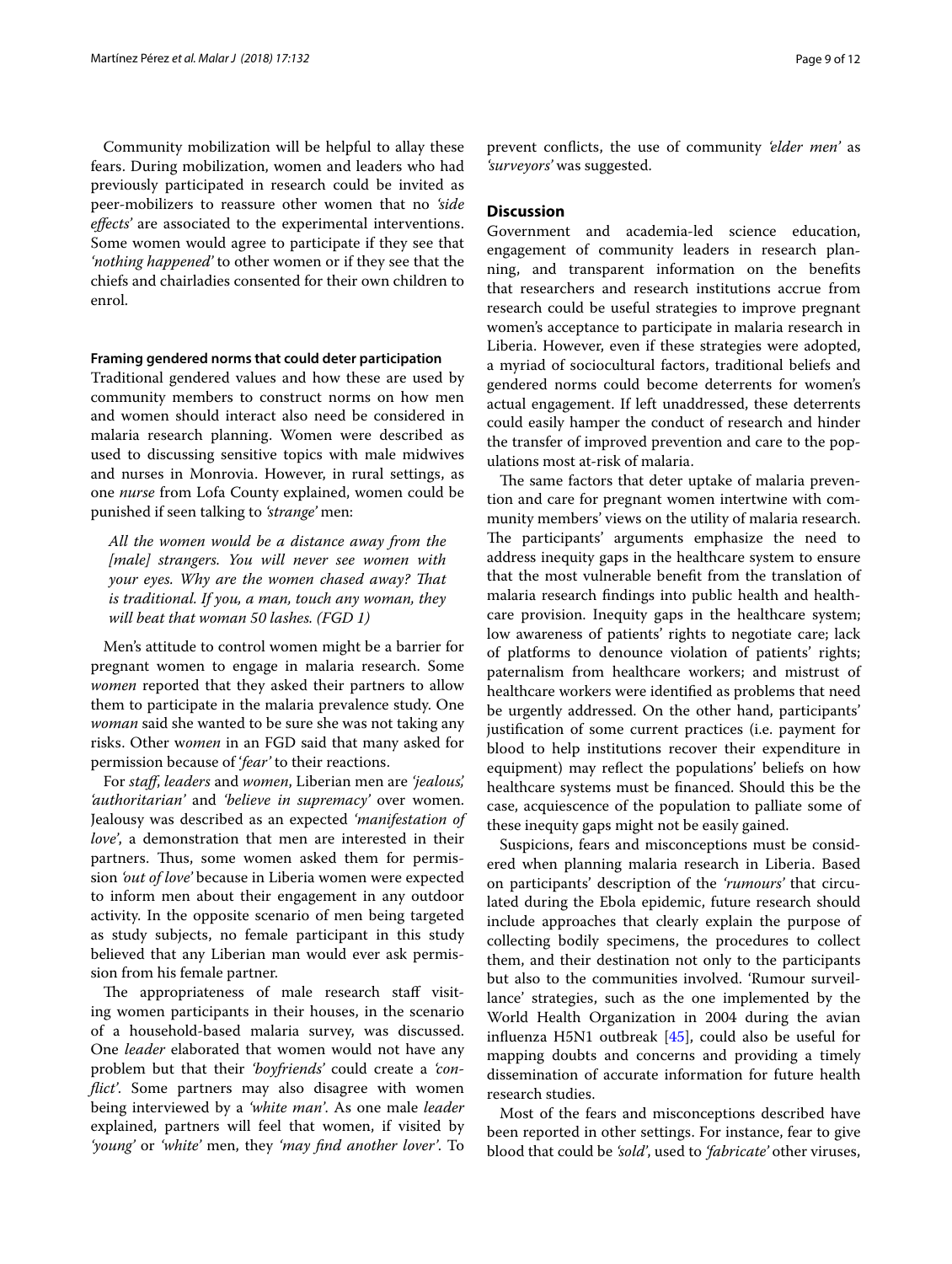Community mobilization will be helpful to allay these fears. During mobilization, women and leaders who had previously participated in research could be invited as peer-mobilizers to reassure other women that no *'side effects'* are associated to the experimental interventions. Some women would agree to participate if they see that *'nothing happened'* to other women or if they see that the chiefs and chairladies consented for their own children to enrol.

#### Framing gendered norms that could deter participation

Traditional gendered values and how these are used by community members to construct norms on how men and women should interact also need be considered in malaria research planning. Women were described as used to discussing sensitive topics with male midwives and nurses in Monrovia. However, in rural settings, as one *nurse* from Lofa County explained, women could be punished if seen talking to *'strange'* men:

> *All the women would be a distance away from the [male] strangers. You will never see women with your eyes. Why are the women chased away? That is traditional. If you, a man, touch any woman, they will beat that woman 50 lashes. (FGD 1)*

Men's attitude to control women might be a barrier for pregnant women to engage in malaria research. Some *women* reported that they asked their partners to allow them to participate in the malaria prevalence study. One *woman* said she wanted to be sure she was not taking any risks. Other w*omen* in an FGD said that many asked for permission because of '*fear'* to their reactions.

For *staff*, *leaders* and *women*, Liberian men are *'jealous,' 'authoritarian'* and *'believe in supremacy'* over women. Jealousy was described as an expected *'manifestation of love'*, a demonstration that men are interested in their partners. Thus, some women asked them for permission *'out of love'* because in Liberia women were expected to inform men about their engagement in any outdoor activity. In the opposite scenario of men being targeted as study subjects, no female participant in this study believed that any Liberian man would ever ask permission from his female partner.

The appropriateness of male research staff visiting women participants in their houses, in the scenario of a household-based malaria survey, was discussed. One *leader* elaborated that women would not have any problem but that their *'boyfriends'* could create a *'conflict'*. Some partners may also disagree with women being interviewed by a *'white man'*. As one male *leader* explained, partners will feel that women, if visited by *'young'* or *'white'* men, they *'may find another lover'*. To prevent conflicts, the use of community *'elder men'* as *'surveyors'* was suggested.

## Discussion

Government and academia-led science education, engagement of community leaders in research planning, and transparent information on the benefits that researchers and research institutions accrue from research could be useful strategies to improve pregnant women's acceptance to participate in malaria research in Liberia. However, even if these strategies were adopted, a myriad of sociocultural factors, traditional beliefs and gendered norms could become deterrents for women's actual engagement. If left unaddressed, these deterrents could easily hamper the conduct of research and hinder the transfer of improved prevention and care to the populations most at-risk of malaria.

The same factors that deter uptake of malaria prevention and care for pregnant women intertwine with community members' views on the utility of malaria research. The participants' arguments emphasize the need to address inequity gaps in the healthcare system to ensure that the most vulnerable benefit from the translation of malaria research findings into public health and healthcare provision. Inequity gaps in the healthcare system; low awareness of patients' rights to negotiate care; lack of platforms to denounce violation of patients' rights; paternalism from healthcare workers; and mistrust of healthcare workers were identified as problems that need be urgently addressed. On the other hand, participants' justification of some current practices (i.e. payment for blood to help institutions recover their expenditure in equipment) may reflect the populations' beliefs on how healthcare systems must be financed. Should this be the case, acquiescence of the population to palliate some of these inequity gaps might not be easily gained.

Suspicions, fears and misconceptions must be considered when planning malaria research in Liberia. Based on participants' description of the *'rumours'* that circulated during the Ebola epidemic, future research should include approaches that clearly explain the purpose of collecting bodily specimens, the procedures to collect them, and their destination not only to the participants but also to the communities involved. 'Rumour surveillance' strategies, such as the one implemented by the World Health Organization in 2004 during the avian influenza H5N1 outbreak [45], could also be useful for mapping doubts and concerns and providing a timely dissemination of accurate information for future health research studies.

Most of the fears and misconceptions described have been reported in other settings. For instance, fear to give blood that could be *'sold'*, used to *'fabricate'* other viruses,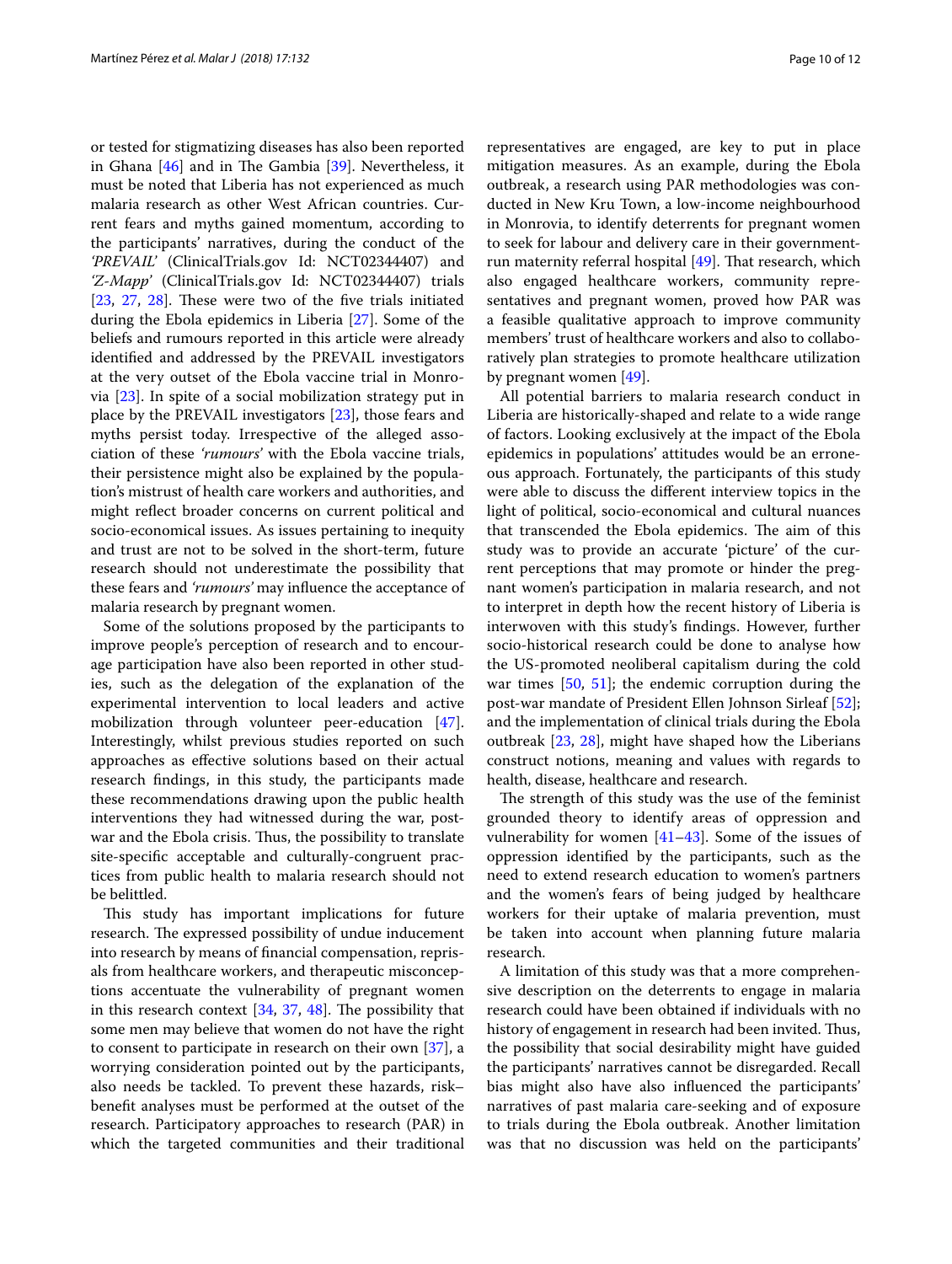or tested for stigmatizing diseases has also been reported in Ghana [46] and in The Gambia [39]. Nevertheless, it must be noted that Liberia has not experienced as much malaria research as other West African countries. Current fears and myths gained momentum, according to the participants' narratives, during the conduct of the *'PREVAIL'* (ClinicalTrials.gov Id: NCT02344407) and *'Z-Mapp'* (ClinicalTrials.gov Id: NCT02344407) trials [23, 27, 28]. These were two of the five trials initiated during the Ebola epidemics in Liberia [27]. Some of the beliefs and rumours reported in this article were already identified and addressed by the PREVAIL investigators at the very outset of the Ebola vaccine trial in Monrovia [23]. In spite of a social mobilization strategy put in place by the PREVAIL investigators [23], those fears and myths persist today. Irrespective of the alleged association of these *'rumours'* with the Ebola vaccine trials, their persistence might also be explained by the population's mistrust of health care workers and authorities, and might reflect broader concerns on current political and socio-economical issues. As issues pertaining to inequity and trust are not to be solved in the short-term, future research should not underestimate the possibility that these fears and *'rumours'* may influence the acceptance of malaria research by pregnant women.

Some of the solutions proposed by the participants to improve people's perception of research and to encourage participation have also been reported in other studies, such as the delegation of the explanation of the experimental intervention to local leaders and active mobilization through volunteer peer-education [47]. Interestingly, whilst previous studies reported on such approaches as effective solutions based on their actual research findings, in this study, the participants made these recommendations drawing upon the public health interventions they had witnessed during the war, post-war and the Ebola crisis. Thus, the possibility to translate site-specific acceptable and culturally-congruent practices from public health to malaria research should not be belittled.

This study has important implications for future research. The expressed possibility of undue inducement into research by means of financial compensation, reprisals from healthcare workers, and therapeutic misconceptions accentuate the vulnerability of pregnant women in this research context [34, 37, 48]. The possibility that some men may believe that women do not have the right to consent to participate in research on their own [37], a worrying consideration pointed out by the participants, also needs be tackled. To prevent these hazards, risk–benefit analyses must be performed at the outset of the research. Participatory approaches to research (PAR) in which the targeted communities and their traditional representatives are engaged, are key to put in place mitigation measures. As an example, during the Ebola outbreak, a research using PAR methodologies was conducted in New Kru Town, a low-income neighbourhood in Monrovia, to identify deterrents for pregnant women to seek for labour and delivery care in their government-run maternity referral hospital [49]. That research, which also engaged healthcare workers, community representatives and pregnant women, proved how PAR was a feasible qualitative approach to improve community members' trust of healthcare workers and also to collaboratively plan strategies to promote healthcare utilization by pregnant women [49].

All potential barriers to malaria research conduct in Liberia are historically-shaped and relate to a wide range of factors. Looking exclusively at the impact of the Ebola epidemics in populations' attitudes would be an erroneous approach. Fortunately, the participants of this study were able to discuss the different interview topics in the light of political, socio-economical and cultural nuances that transcended the Ebola epidemics. The aim of this study was to provide an accurate 'picture' of the current perceptions that may promote or hinder the pregnant women's participation in malaria research, and not to interpret in depth how the recent history of Liberia is interwoven with this study's findings. However, further socio-historical research could be done to analyse how the US-promoted neoliberal capitalism during the cold war times [50, 51]; the endemic corruption during the post-war mandate of President Ellen Johnson Sirleaf [52]; and the implementation of clinical trials during the Ebola outbreak [23, 28], might have shaped how the Liberians construct notions, meaning and values with regards to health, disease, healthcare and research.

The strength of this study was the use of the feminist grounded theory to identify areas of oppression and vulnerability for women [41–43]. Some of the issues of oppression identified by the participants, such as the need to extend research education to women's partners and the women's fears of being judged by healthcare workers for their uptake of malaria prevention, must be taken into account when planning future malaria research.

A limitation of this study was that a more comprehensive description on the deterrents to engage in malaria research could have been obtained if individuals with no history of engagement in research had been invited. Thus, the possibility that social desirability might have guided the participants' narratives cannot be disregarded. Recall bias might also have also influenced the participants' narratives of past malaria care-seeking and of exposure to trials during the Ebola outbreak. Another limitation was that no discussion was held on the participants'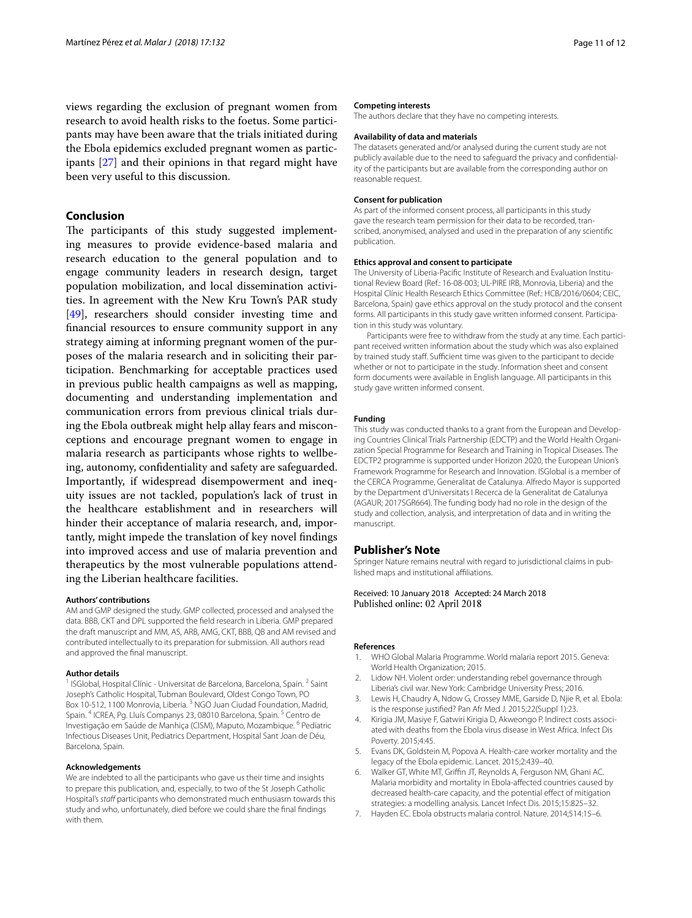views regarding the exclusion of pregnant women from research to avoid health risks to the foetus. Some participants may have been aware that the trials initiated during the Ebola epidemics excluded pregnant women as participants [27] and their opinions in that regard might have been very useful to this discussion.

## Conclusion

The participants of this study suggested implementing measures to provide evidence-based malaria and research education to the general population and to engage community leaders in research design, target population mobilization, and local dissemination activities. In agreement with the New Kru Town's PAR study [49], researchers should consider investing time and financial resources to ensure community support in any strategy aiming at informing pregnant women of the purposes of the malaria research and in soliciting their participation. Benchmarking for acceptable practices used in previous public health campaigns as well as mapping, documenting and understanding implementation and communication errors from previous clinical trials during the Ebola outbreak might help allay fears and misconceptions and encourage pregnant women to engage in malaria research as participants whose rights to wellbeing, autonomy, confidentiality and safety are safeguarded. Importantly, if widespread disempowerment and inequity issues are not tackled, population's lack of trust in the healthcare establishment and in researchers will hinder their acceptance of malaria research, and, importantly, might impede the translation of key novel findings into improved access and use of malaria prevention and therapeutics by the most vulnerable populations attending the Liberian healthcare facilities.

### Authors' contributions

AM and GMP designed the study. GMP collected, processed and analysed the data. BBB, CKT and DPL supported the field research in Liberia. GMP prepared the draft manuscript and MM, AS, ARB, AMG, CKT, BBB, QB and AM revised and contributed intellectually to its preparation for submission. All authors read and approved the final manuscript.

### Author details

[1] ISGlobal, Hospital Clínic - Universitat de Barcelona, Barcelona, Spain. [2] Saint Joseph's Catholic Hospital, Tubman Boulevard, Oldest Congo Town, PO Box 10-512, 1100 Monrovia, Liberia. [3] NGO Juan Ciudad Foundation, Madrid, Spain. [4] ICREA, Pg. Lluís Companys 23, 08010 Barcelona, Spain. [5] Centro de Investigação em Saúde de Manhiça (CISM), Maputo, Mozambique. [6] Pediatric Infectious Diseases Unit, Pediatrics Department, Hospital Sant Joan de Déu, Barcelona, Spain.

### Acknowledgements

We are indebted to all the participants who gave us their time and insights to prepare this publication, and, especially, to two of the St Joseph Catholic Hospital's *staff* participants who demonstrated much enthusiasm towards this study and who, unfortunately, died before we could share the final findings with them.

### Competing interests

The authors declare that they have no competing interests.

### Availability of data and materials

The datasets generated and/or analysed during the current study are not publicly available due to the need to safeguard the privacy and confidentiality of the participants but are available from the corresponding author on reasonable request.

### Consent for publication

As part of the informed consent process, all participants in this study gave the research team permission for their data to be recorded, transcribed, anonymised, analysed and used in the preparation of any scientific publication.

### Ethics approval and consent to participate

The University of Liberia-Pacific Institute of Research and Evaluation Institutional Review Board (Ref.: 16-08-003; UL-PIRE IRB, Monrovia, Liberia) and the Hospital Clínic Health Research Ethics Committee (Ref.: HCB/2016/0604; CEIC, Barcelona, Spain) gave ethics approval on the study protocol and the consent forms. All participants in this study gave written informed consent. Participation in this study was voluntary.

Participants were free to withdraw from the study at any time. Each participant received written information about the study which was also explained by trained study staff. Sufficient time was given to the participant to decide whether or not to participate in the study. Information sheet and consent form documents were available in English language. All participants in this study gave written informed consent.

### Funding

This study was conducted thanks to a grant from the European and Developing Countries Clinical Trials Partnership (EDCTP) and the World Health Organization Special Programme for Research and Training in Tropical Diseases. The EDCTP2 programme is supported under Horizon 2020, the European Union's Framework Programme for Research and Innovation. ISGlobal is a member of the CERCA Programme, Generalitat de Catalunya. Alfredo Mayor is supported by the Department d'Universitats I Recerca de la Generalitat de Catalunya (AGAUR; 2017SGR664). The funding body had no role in the design of the study and collection, analysis, and interpretation of data and in writing the manuscript.

## Publisher's Note

Springer Nature remains neutral with regard to jurisdictional claims in published maps and institutional affiliations.

Received: 10 January 2018 Accepted: 24 March 2018
Published online: 02 April 2018

### References

1. WHO Global Malaria Programme. World malaria report 2015. Geneva: World Health Organization; 2015.
2. Lidow NH. Violent order: understanding rebel governance through Liberia's civil war. New York: Cambridge University Press; 2016.
3. Lewis H, Chaudry A, Ndow G, Crossey MME, Garside D, Njie R, et al. Ebola: is the response justified? Pan Afr Med J. 2015;22(Suppl 1):23.
4. Kirigia JM, Masiye F, Gatwiri Kirigia D, Akweongo P. Indirect costs associated with deaths from the Ebola virus disease in West Africa. Infect Dis Poverty. 2015;4:45.
5. Evans DK, Goldstein M, Popova A. Health-care worker mortality and the legacy of the Ebola epidemic. Lancet. 2015;2:439–40.
6. Walker GT, White MT, Griffin JT, Reynolds A, Ferguson NM, Ghani AC. Malaria morbidity and mortality in Ebola-affected countries caused by decreased health-care capacity, and the potential effect of mitigation strategies: a modelling analysis. Lancet Infect Dis. 2015;15:825–32.
7. Hayden EC. Ebola obstructs malaria control. Nature. 2014;514:15–6.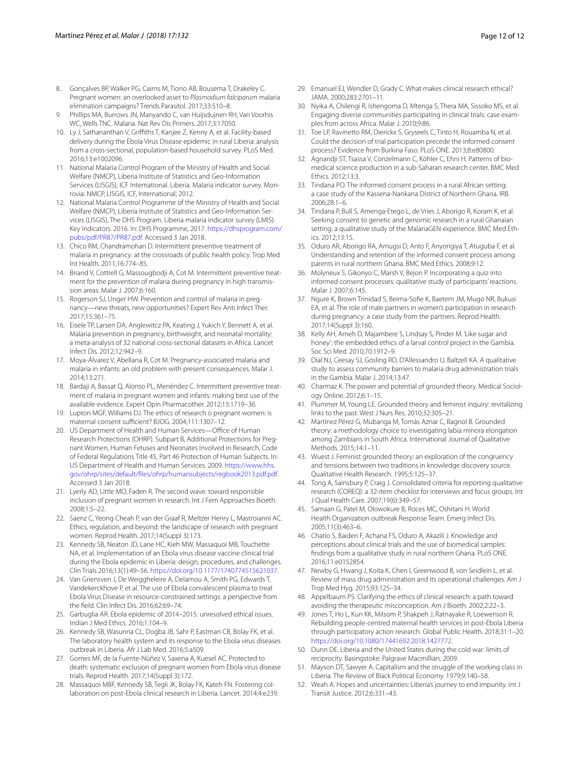8. Gonçalves BP, Walker PG, Cairns M, Tiono AB, Bousema T, Drakeley C. Pregnant women: an overlooked asset to *Plasmodium falciparum* malaria elimination campaigns? Trends Parasitol. 2017;33:510–8.
9. Phillips MA, Burrows JN, Manyando C, van Huijsdujnen RH, Van Voorhis WC, Wells TNC. Malaria. Nat Rev Dis Primers. 2017;3:17050.
10. Ly J, Sathananthan V, Griffiths T, Kanjee Z, Kenny A, et al. Facility-based delivery during the Ebola Virus Disease epidemic in rural Liberia: analysis from a cross-sectional, population-based household survey. PLoS Med. 2016;13:e1002096.
11. National Malaria Control Program of the Ministry of Health and Social Welfare (NMCP), Liberia Institute of Statistics and Geo-Information Services (LISGIS), ICF International. Liberia. Malaria indicator survey. Monrovia: NMCP, LISGIS, ICF, International; 2012.
12. National Malaria Control Programme of the Ministry of Health and Social Welfare (NMCP), Liberia Institute of Statistics and Geo-Information Services (LISGIS), The DHS Program. Liberia malaria indicator survey (LMIS). Key Indicators. 2016. In: DHS Programme, 2017. https://dhsprogram.com/pubs/pdf/PR87/PR87.pdf. Accessed 3 Jan 2018.
13. Chico RM, Chandramohan D. Intermittent preventive treatment of malaria in pregnancy: at the crossroads of public health policy. Trop Med Int Health. 2011;16:774–85.
14. Briand V, Cottrell G, Massougbodji A, Cot M. Intermittent preventive treatment for the prevention of malaria during pregnancy in high transmission areas. Malar J. 2007;6:160.
15. Rogerson SJ, Unger HW. Prevention and control of malaria in pregnancy—new threats, new opportunities? Expert Rev Anti Infect Ther. 2017;15:361–75.
16. Eisele TP, Larsen DA, Anglewitcz PA, Keating J, Yukich Y, Bennett A, et al. Malaria prevention in pregnancy, birthweight, and neonatal mortality: a meta-analysis of 32 national cross-sectional datasets in Africa. Lancet Infect Dis. 2012;12:942–9.
17. Moya-Álvarez V, Abellana R, Cot M. Pregnancy-associated malaria and malaria in infants: an old problem with present consequences. Malar J. 2014;13:271.
18. Bardaji A, Bassat Q, Alonso PL, Menéndez C. Intermittent preventive treatment of malaria in pregnant women and infants: making best use of the available evidence. Expert Opin Pharmacother. 2012;13:1719–36.
19. Lupton MGF, Williams DJ. The ethics of research o pregnant women: is maternal consent sufficient? BJOG. 2004;111:1307–12.
20. US Department of Health and Human Services—Office of Human Research Protections (OHRP). Subpart B, Additional Protections for Pregnant Women, Human Fetuses and Neonates Involved in Research, Code of Federal Regulations Title 45, Part 46 Protection of Human Subjects. In: US Department of Health and Human Services. 2009. https://www.hhs.gov/ohrp/sites/default/files/ohrp/humansubjects/regbook2013.pdf.pdf. Accessed 3 Jan 2018.
21. Lyerly AD, Little MO, Faden R. The second wave: toward responsible inclusion of pregnant women in research. Int J Fem Approaches Bioeth. 2008;1:5–22.
22. Saenz C, Yeong Cheah P, van der Graaf R, Meltzer Henry L, Mastroianni AC. Ethics, regulation, and beyond: the landscape of research with pregnant women. Reprod Health. 2017;14(Suppl 3):173.
23. Kennedy SB, Neaton JD, Lane HC, Kieh MW, Massaquoi MB, Touchette NA, et al. Implementation of an Ebola virus disease vaccine clinical trial during the Ebola epidemic in Liberia: design, procedures, and challenges. Clin Trials 2016;13(1):49–56. https://doi.org/10.1177/1740774515621037.
24. Van Griensven J, De Weiggheleire A, Delamou A, Smith PG, Edwards T, Vandekerckhove P, et al. The use of Ebola convalescent plasma to treat Ebola Virus Disease in resource-constrained settings: a perspective from the field. Clin Infect Dis. 2016;62:69–74.
25. Garbuglia AR. Ebola epidemic of 2014–2015: unresolved ethical issues. Indian J Med Ethics. 2016;1:104–9.
26. Kennedy SB, Wasunna CL, Dogba JB, Sahr P, Eastman CB, Bolay FK, et al. The laboratory health system and its response to the Ebola virus diseases outbreak in Liberia. Afr J Lab Med. 2016;5:a509.
27. Gomes MF, de la Fuente-Núñez V, Saxena A, Kuesel AC. Protected to death: systematic exclusion of pregnant women from Ebola virus disease trials. Reprod Health. 2017;14(Suppl 3):172.
28. Massaquoi MBF, Kennedy SB, Tegli JK, Bolay FK, Kateh FN. Fostering collaboration on post-Ebola clinical research in Liberia. Lancet. 2014;4:e239.
29. Emanuel EJ, Wendler D, Grady C. What makes clinical research ethical? JAMA. 2000;283:2701–11.
30. Nyika A, Chilengi R, Ishengoma D, Mtenga S, Thera MA, Sissoko MS, et al. Engaging diverse communities participating in clinical trials: case examples from across Africa. Malar J. 2010;9:86.
31. Toe LP, Ravinetto RM, Dierickx S, Gryseels C, Tinto H, Rouamba N, et al. Could the decision of trial participation precede the informed consent process? Evidence from Burkina Faso. PLoS ONE. 2013;8:e80800.
32. Agnandji ST, Tsassa V, Conzelmann C, Köhler C, Ehni H. Patterns of biomedical science production in a sub-Saharan research center. BMC Med Ethics. 2012;13:3.
33. Tindana PO. The informed consent process in a rural African setting: a case study of the Kassena-Nankana District of Northern Ghana. IRB. 2006;28:1–6.
34. Tindana P, Bull S, Amenga-Etego L, de Vries J, Aborigo R, Koram K, et al. Seeking consent to genetic and genomic research in a rural Ghanaian setting: a qualitative study of the MalariaGEN experience. BMC Med Ethics. 2012;13:15.
35. Oduro AR, Aborigo RA, Amugsi D, Anto F, Anyorigiya T, Atuguba F, et al. Understanding and retention of the informed consent process among parents in rural northern Ghana. BMC Med Ethics. 2008;9:12.
36. Molyneux S, Gikonyo C, Marsh V, Bejon P. Incorporating a quiz into informed consent processes: qualitative study of participants' reactions. Malar J. 2007;6:145.
37. Ngure K, Brown Trinidad S, Beima-Sofie K, Baetem JM, Mugo NR, Bukusi EA, et al. The role of male partners in women's participation in research during pregnancy: a case study from the partners. Reprod Health. 2017;14(Suppl 3):160.
38. Kelly AH, Ameh D, Majambere S, Lindsay S, Pinder M. 'Like sugar and honey': the embedded ethics of a larval control project in the Gambia. Soc Sci Med. 2010;70:1912–9.
39. Dial NJ, Ceesay SJ, Gosling RD, D'Allessandro U, Baltzell KA. A qualitative study to assess community barriers to malaria drug administration trials in the Gambia. Malar J. 2014;13:47.
40. Charmaz K. The power and potential of grounded theory. Medical Sociology Online. 2012;6:1–15.
41. Plummer M, Young LE. Grounded theory and feminist inquiry: revitalizing links to the past. West J Nurs Res. 2010;32:305–21.
42. Martínez Pérez G, Mubanga M, Tomás Aznar C, Bagnol B. Grounded theory: a methodology choice to investigating labia minora elongation among Zambians in South Africa. International Journal of Qualitative Methods. 2015;14:1–11.
43. Wuest J. Feminist grounded theory: an exploration of the congruency and tensions between two traditions in knowledge discovery source. Qualitative Health Research. 1995;5:125–37.
44. Tong A, Sainsbury P, Craig J. Consolidated criteria for reporting qualitative research (COREQ): a 32-item checklist for interviews and focus groups. Int J Qual Health Care. 2007;19(6):349–57.
45. Samaan G, Patel M, Olowokure B, Roces MC, Oshitani H. World Health Organization outbreak Response Team. Emerg Infect Dis. 2005;11(3):463–6.
46. Chatio S, Baiden F, Achana FS, Oduro A, Akazili J. Knowledge and perceptions about clinical trials and the use of biomedical samples: findings from a qualitative study in rural northern Ghana. PLoS ONE. 2016;11:e0152854.
47. Newby G, Hwang J, Koita K, Chen I, Greenwood B, von Seidlein L, et al. Review of mass drug administration and its operational challenges. Am J Trop Med Hyg. 2015;93:125–34.
48. Appelbaum PS. Clarifying the ethics of clinical research: a path toward avoiding the therapeutic misconception. Am J Bioeth. 2002;2:22–3.
49. Jones T, Ho L, Kun KK, Milsom P, Shakpeh J, Ratnayake R, Loewenson R. Rebuilding people-centred maternal health services in post-Ebola Liberia through participatory action research. Global Public Health. 2018;31:1–20. https://doi.org/10.1080/17441692.2018.1427772.
50. Dunn DE. Liberia and the United States during the cold war: limits of reciprocity. Basingstoke: Palgrave Macmillian; 2009.
51. Mayson DT, Sawyer A. Capitalism and the struggle of the working class in Liberia. The Review of Black Political Economy. 1979;9:140–58.
52. Weah A. Hopes and uncertainties: Liberia's journey to end impunity. Int J Transit Justice. 2012;6:331–43.